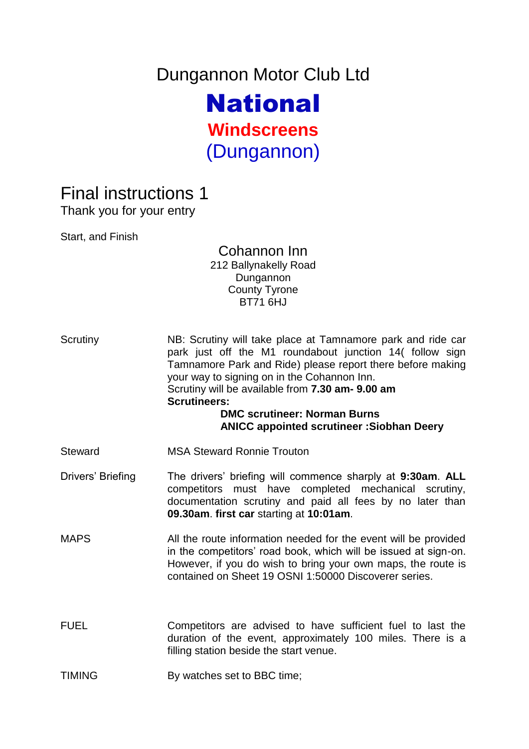# Dungannon Motor Club Ltd

# National

## Windscreens

## (Dungannon)

## Final instructions 1

Thank you for your entry

Start, and Finish

**Cohannon Inn**
212 Ballynakelly Road
Dungannon
County Tyrone
BT71 6HJ

Scrutiny

NB: Scrutiny will take place at Tamnamore park and ride car park just off the M1 roundabout junction 14( follow sign Tamnamore Park and Ride) please report there before making your way to signing on in the Cohannon Inn.
Scrutiny will be available from **7.30 am- 9.00 am**
**Scrutineers:**
**DMC scrutineer: Norman Burns**
**ANICC appointed scrutineer :Siobhan Deery**

Steward

MSA Steward Ronnie Trouton

Drivers' Briefing

The drivers' briefing will commence sharply at **9:30am**. **ALL** competitors must have completed mechanical scrutiny, documentation scrutiny and paid all fees by no later than **09.30am**. **first car** starting at **10:01am**.

MAPS

All the route information needed for the event will be provided in the competitors' road book, which will be issued at sign-on. However, if you do wish to bring your own maps, the route is contained on Sheet 19 OSNI 1:50000 Discoverer series.

FUEL

Competitors are advised to have sufficient fuel to last the duration of the event, approximately 100 miles. There is a filling station beside the start venue.

TIMING

By watches set to BBC time;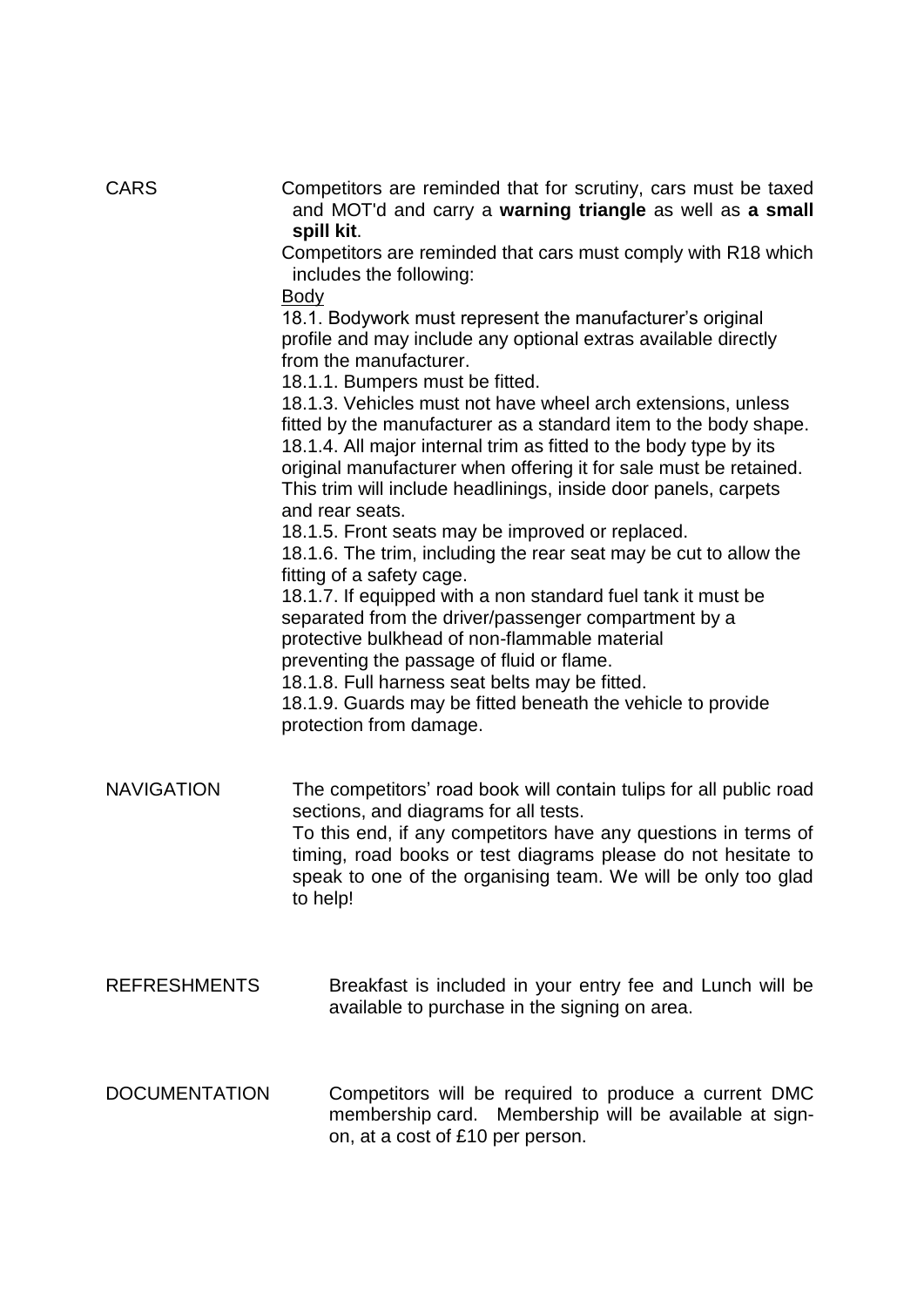**CARS**

Competitors are reminded that for scrutiny, cars must be taxed and MOT'd and carry a **warning triangle** as well as **a small spill kit**.

Competitors are reminded that cars must comply with R18 which includes the following:

Body

18.1. Bodywork must represent the manufacturer's original profile and may include any optional extras available directly from the manufacturer.

18.1.1. Bumpers must be fitted.

18.1.3. Vehicles must not have wheel arch extensions, unless fitted by the manufacturer as a standard item to the body shape.

18.1.4. All major internal trim as fitted to the body type by its original manufacturer when offering it for sale must be retained. This trim will include headlinings, inside door panels, carpets and rear seats.

18.1.5. Front seats may be improved or replaced.

18.1.6. The trim, including the rear seat may be cut to allow the fitting of a safety cage.

18.1.7. If equipped with a non standard fuel tank it must be separated from the driver/passenger compartment by a protective bulkhead of non-flammable material preventing the passage of fluid or flame.

18.1.8. Full harness seat belts may be fitted.

18.1.9. Guards may be fitted beneath the vehicle to provide protection from damage.

**NAVIGATION**

The competitors' road book will contain tulips for all public road sections, and diagrams for all tests.

To this end, if any competitors have any questions in terms of timing, road books or test diagrams please do not hesitate to speak to one of the organising team. We will be only too glad to help!

**REFRESHMENTS**

Breakfast is included in your entry fee and Lunch will be available to purchase in the signing on area.

**DOCUMENTATION**

Competitors will be required to produce a current DMC membership card. Membership will be available at sign-on, at a cost of £10 per person.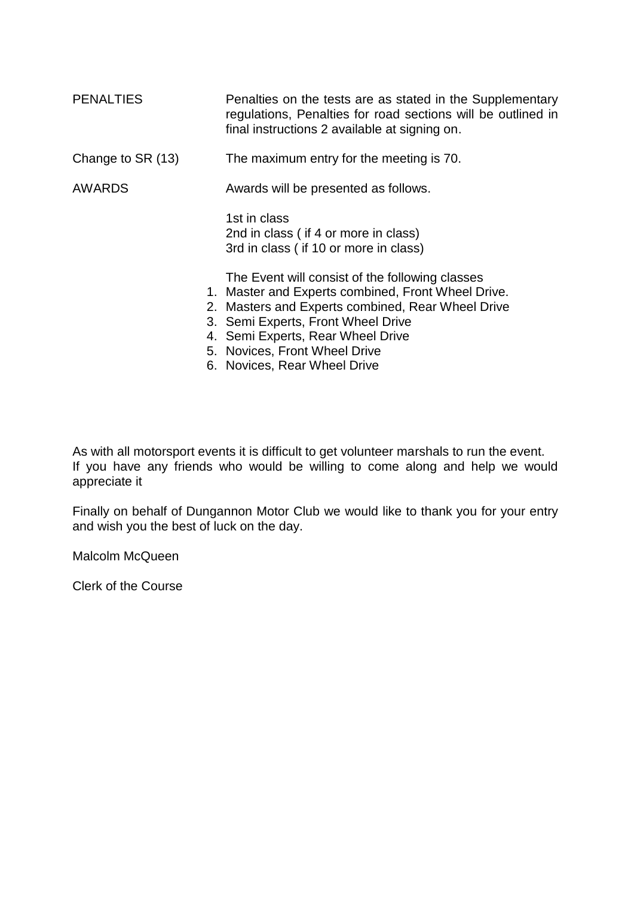PENALTIES — Penalties on the tests are as stated in the Supplementary regulations, Penalties for road sections will be outlined in final instructions 2 available at signing on.

Change to SR (13) — The maximum entry for the meeting is 70.

AWARDS — Awards will be presented as follows.

1st in class
2nd in class ( if 4 or more in class)
3rd in class ( if 10 or more in class)

The Event will consist of the following classes

1. Master and Experts combined, Front Wheel Drive.
2. Masters and Experts combined, Rear Wheel Drive
3. Semi Experts, Front Wheel Drive
4. Semi Experts, Rear Wheel Drive
5. Novices, Front Wheel Drive
6. Novices, Rear Wheel Drive

As with all motorsport events it is difficult to get volunteer marshals to run the event. If you have any friends who would be willing to come along and help we would appreciate it

Finally on behalf of Dungannon Motor Club we would like to thank you for your entry and wish you the best of luck on the day.

Malcolm McQueen

Clerk of the Course